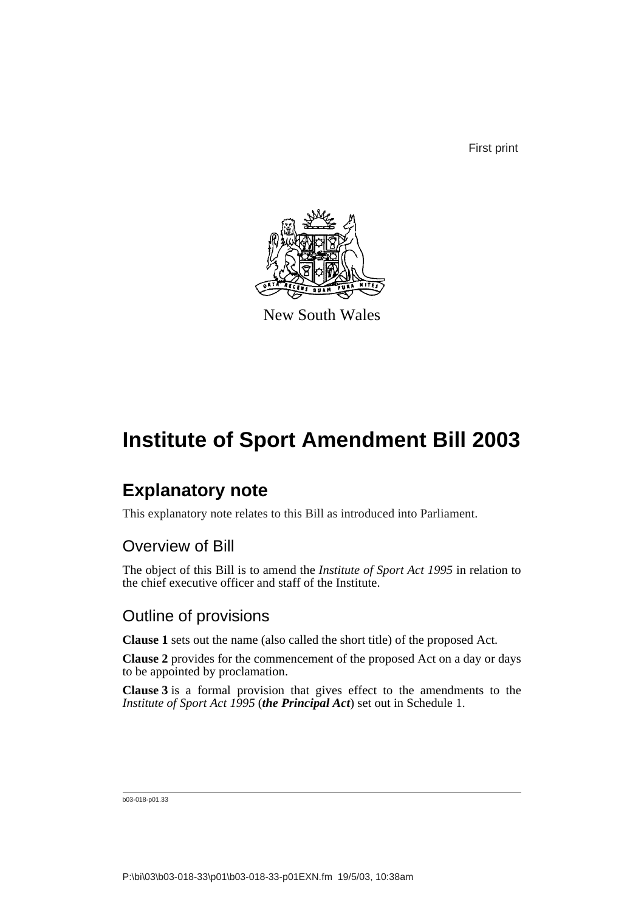First print

New South Wales

# Institute of Sport Amendment Bill 2003

## Explanatory note

This explanatory note relates to this Bill as introduced into Parliament.

### Overview of Bill

The object of this Bill is to amend the *Institute of Sport Act 1995* in relation to the chief executive officer and staff of the Institute.

### Outline of provisions

**Clause 1** sets out the name (also called the short title) of the proposed Act.

**Clause 2** provides for the commencement of the proposed Act on a day or days to be appointed by proclamation.

**Clause 3** is a formal provision that gives effect to the amendments to the *Institute of Sport Act 1995* (***the Principal Act***) set out in Schedule 1.

b03-018-p01.33

P:\bi\03\b03-018-33\p01\b03-018-33-p01EXN.fm 19/5/03, 10:38am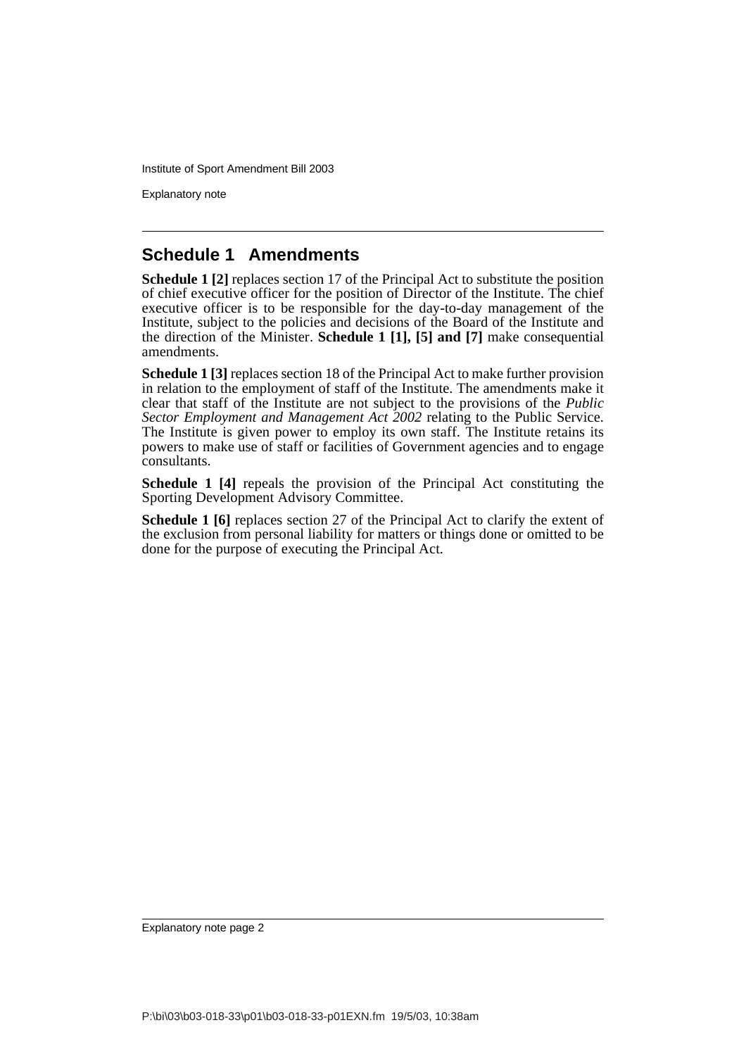## Schedule 1 Amendments

**Schedule 1 [2]** replaces section 17 of the Principal Act to substitute the position of chief executive officer for the position of Director of the Institute. The chief executive officer is to be responsible for the day-to-day management of the Institute, subject to the policies and decisions of the Board of the Institute and the direction of the Minister. **Schedule 1 [1], [5] and [7]** make consequential amendments.

**Schedule 1 [3]** replaces section 18 of the Principal Act to make further provision in relation to the employment of staff of the Institute. The amendments make it clear that staff of the Institute are not subject to the provisions of the *Public Sector Employment and Management Act 2002* relating to the Public Service. The Institute is given power to employ its own staff. The Institute retains its powers to make use of staff or facilities of Government agencies and to engage consultants.

**Schedule 1 [4]** repeals the provision of the Principal Act constituting the Sporting Development Advisory Committee.

**Schedule 1 [6]** replaces section 27 of the Principal Act to clarify the extent of the exclusion from personal liability for matters or things done or omitted to be done for the purpose of executing the Principal Act.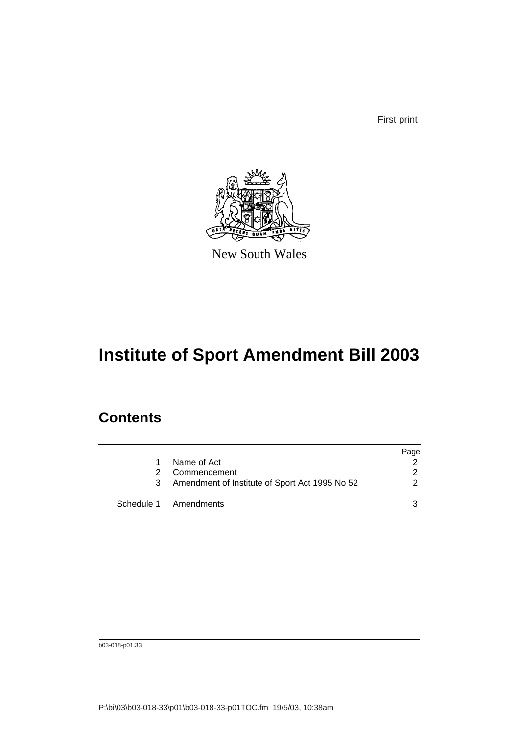First print

New South Wales

# Institute of Sport Amendment Bill 2003

## Contents

| | | Page |
|---|---|---|
| 1 | Name of Act | 2 |
| 2 | Commencement | 2 |
| 3 | Amendment of Institute of Sport Act 1995 No 52 | 2 |
| Schedule 1 | Amendments | 3 |

b03-018-p01.33

P:\bi\03\b03-018-33\p01\b03-018-33-p01TOC.fm 19/5/03, 10:38am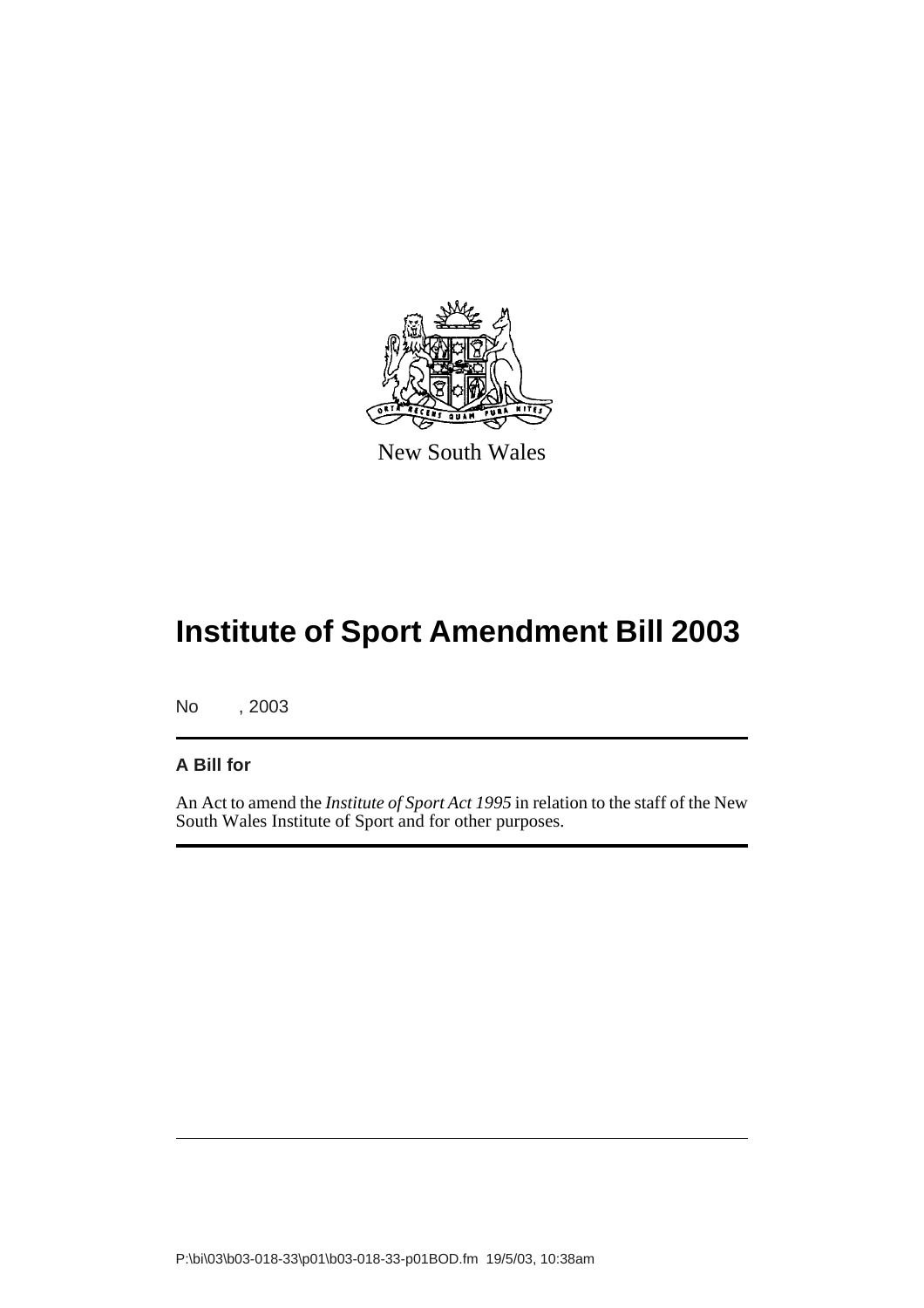New South Wales

# Institute of Sport Amendment Bill 2003

No , 2003

**A Bill for**

An Act to amend the *Institute of Sport Act 1995* in relation to the staff of the New South Wales Institute of Sport and for other purposes.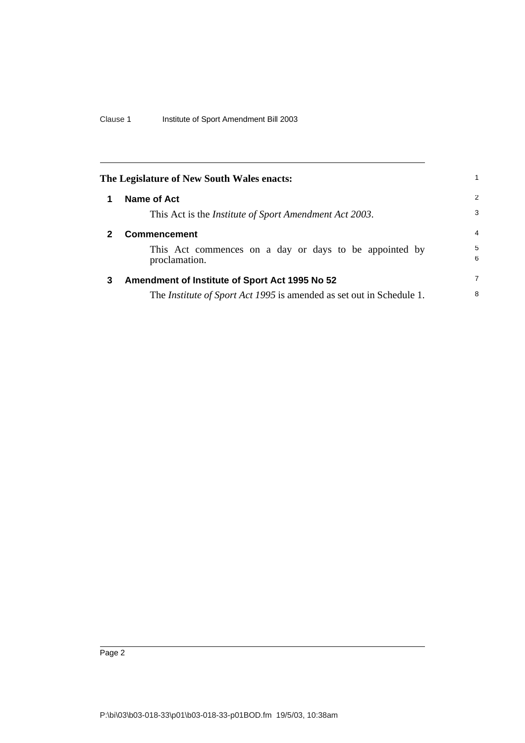The Legislature of New South Wales enacts:

## 1 Name of Act

This Act is the *Institute of Sport Amendment Act 2003*.

## 2 Commencement

This Act commences on a day or days to be appointed by proclamation.

## 3 Amendment of Institute of Sport Act 1995 No 52

The *Institute of Sport Act 1995* is amended as set out in Schedule 1.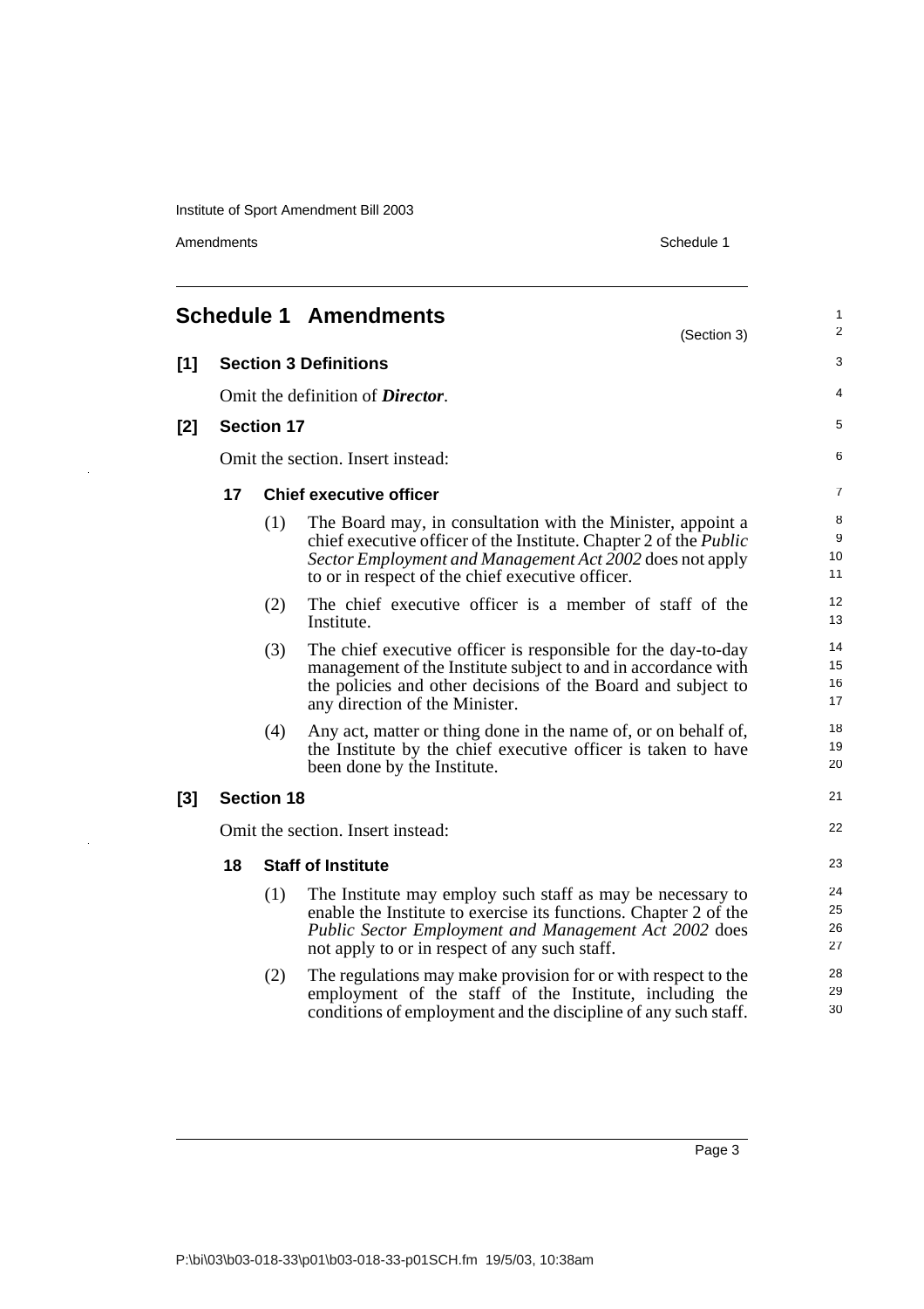# Schedule 1 Amendments

(Section 3)

**[1] Section 3 Definitions**

Omit the definition of ***Director***.

**[2] Section 17**

Omit the section. Insert instead:

**17 Chief executive officer**

(1) The Board may, in consultation with the Minister, appoint a chief executive officer of the Institute. Chapter 2 of the *Public Sector Employment and Management Act 2002* does not apply to or in respect of the chief executive officer.

(2) The chief executive officer is a member of staff of the Institute.

(3) The chief executive officer is responsible for the day-to-day management of the Institute subject to and in accordance with the policies and other decisions of the Board and subject to any direction of the Minister.

(4) Any act, matter or thing done in the name of, or on behalf of, the Institute by the chief executive officer is taken to have been done by the Institute.

**[3] Section 18**

Omit the section. Insert instead:

**18 Staff of Institute**

(1) The Institute may employ such staff as may be necessary to enable the Institute to exercise its functions. Chapter 2 of the *Public Sector Employment and Management Act 2002* does not apply to or in respect of any such staff.

(2) The regulations may make provision for or with respect to the employment of the staff of the Institute, including the conditions of employment and the discipline of any such staff.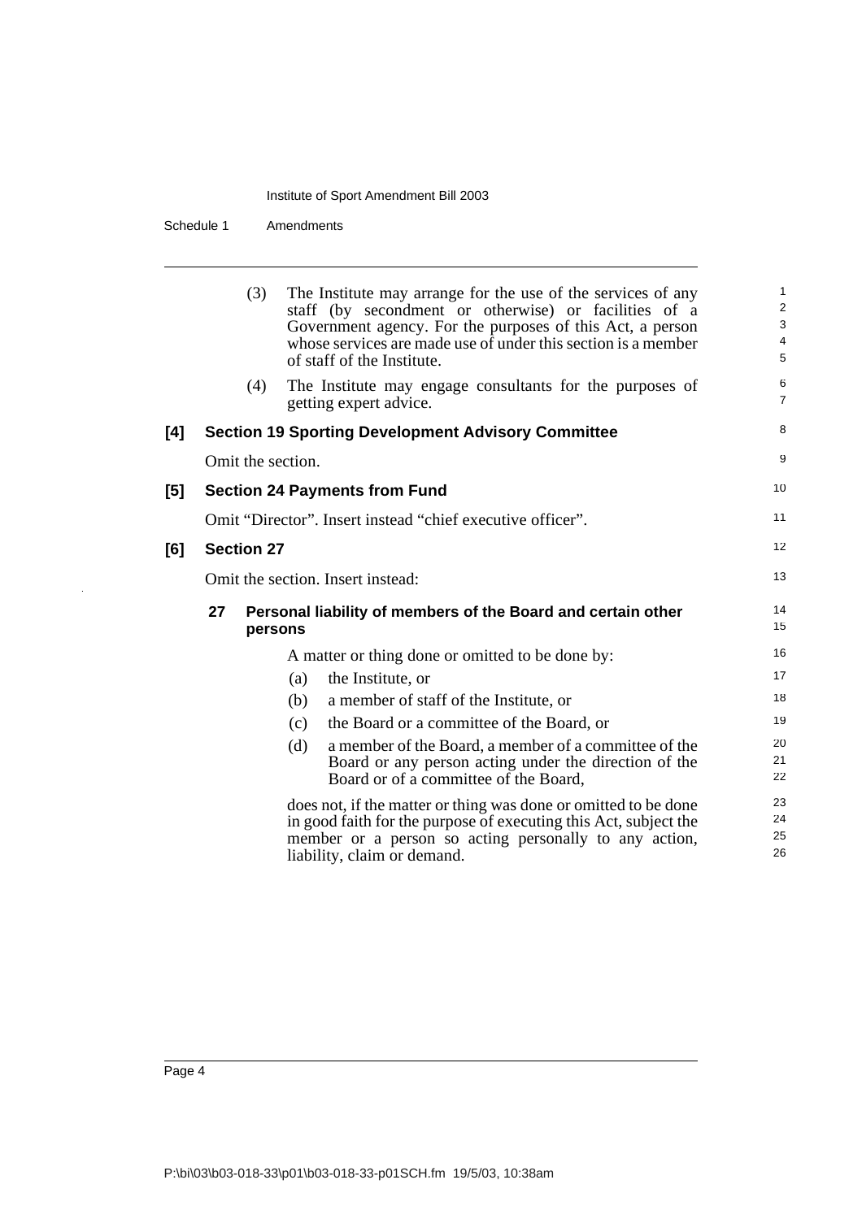(3) The Institute may arrange for the use of the services of any staff (by secondment or otherwise) or facilities of a Government agency. For the purposes of this Act, a person whose services are made use of under this section is a member of staff of the Institute.

(4) The Institute may engage consultants for the purposes of getting expert advice.

### [4] Section 19 Sporting Development Advisory Committee

Omit the section.

### [5] Section 24 Payments from Fund

Omit "Director". Insert instead "chief executive officer".

### [6] Section 27

Omit the section. Insert instead:

#### 27 Personal liability of members of the Board and certain other persons

A matter or thing done or omitted to be done by:

(a) the Institute, or

(b) a member of staff of the Institute, or

(c) the Board or a committee of the Board, or

(d) a member of the Board, a member of a committee of the Board or any person acting under the direction of the Board or of a committee of the Board,

does not, if the matter or thing was done or omitted to be done in good faith for the purpose of executing this Act, subject the member or a person so acting personally to any action, liability, claim or demand.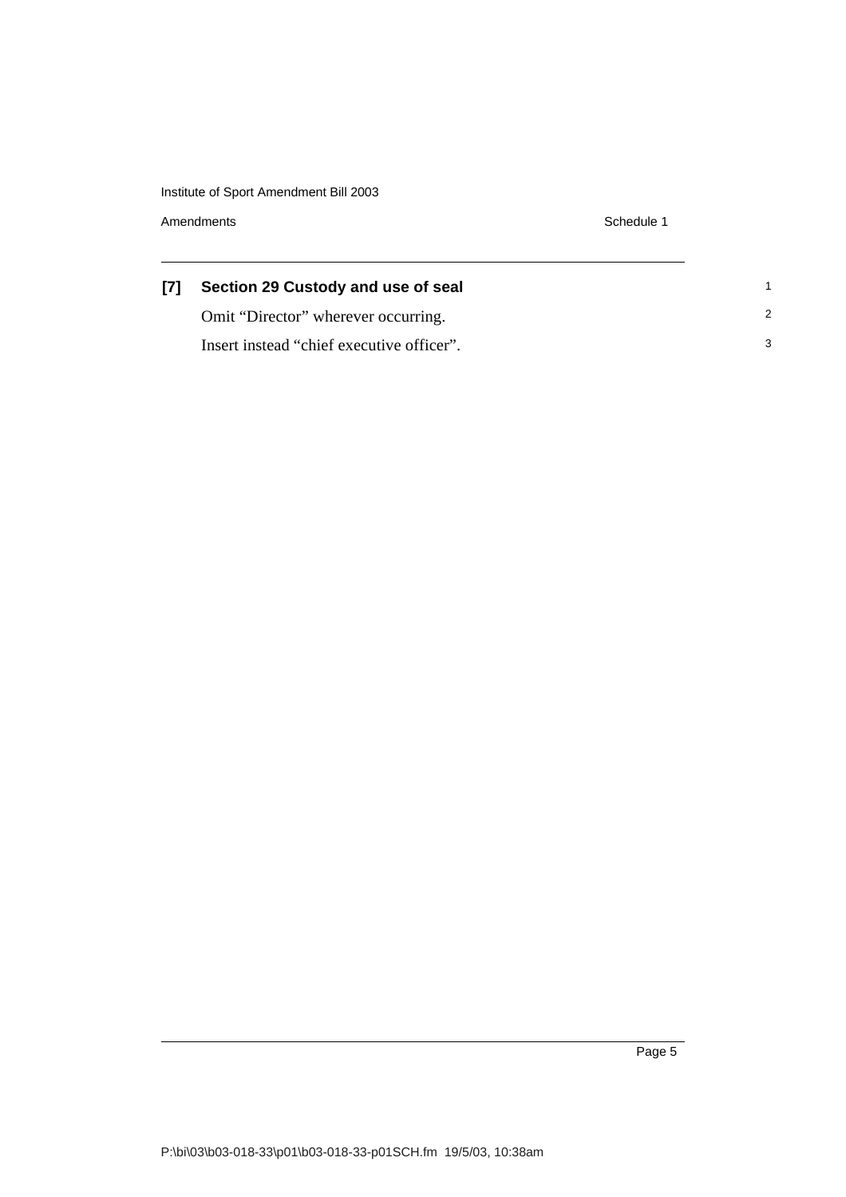**[7] Section 29 Custody and use of seal**

Omit "Director" wherever occurring.

Insert instead "chief executive officer".